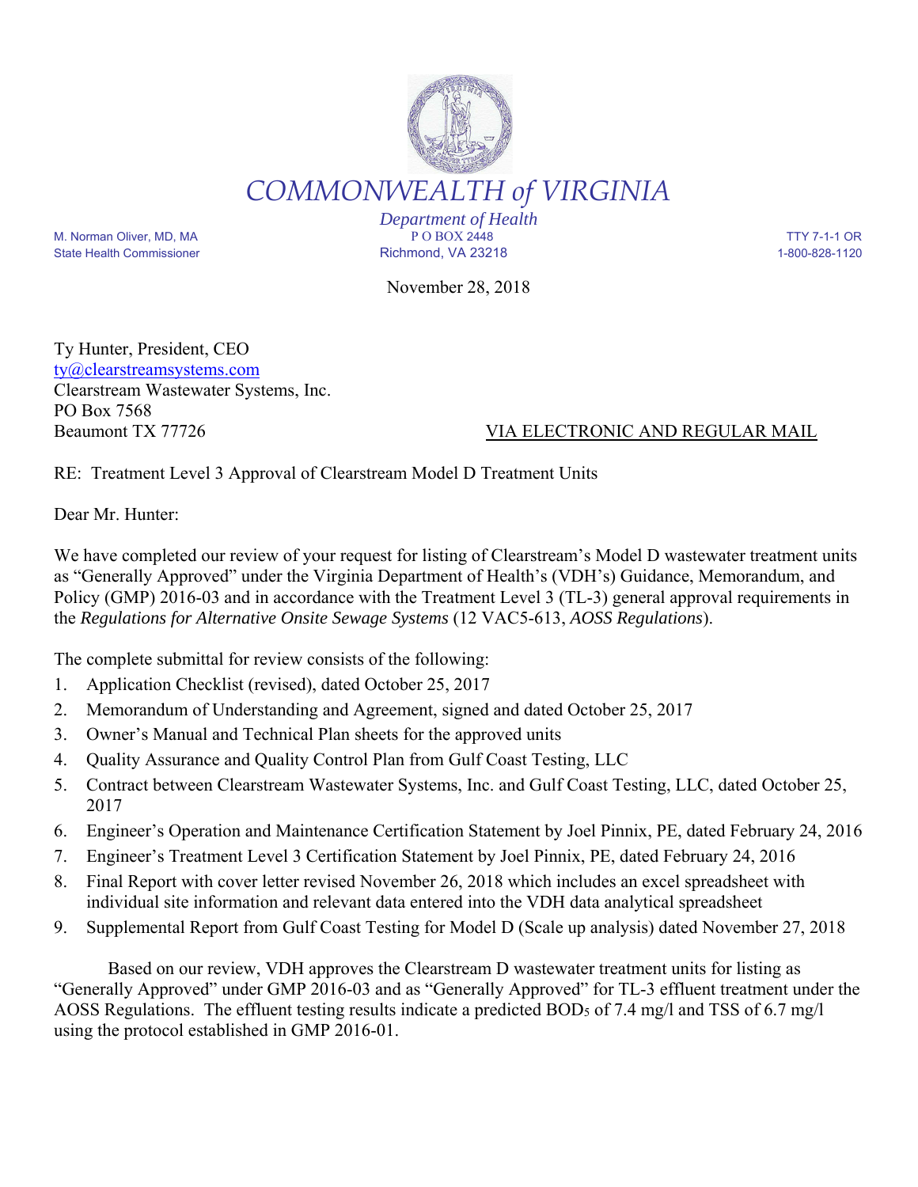# COMMONWEALTH *of* VIRGINIA

*Department of Health*

M. Norman Oliver, MD, MA
State Health Commissioner

P O BOX 2448
Richmond, VA 23218

TTY 7-1-1 OR
1-800-828-1120

November 28, 2018

Ty Hunter, President, CEO
ty@clearstreamsystems.com
Clearstream Wastewater Systems, Inc.
PO Box 7568
Beaumont TX 77726

VIA ELECTRONIC AND REGULAR MAIL

RE: Treatment Level 3 Approval of Clearstream Model D Treatment Units

Dear Mr. Hunter:

We have completed our review of your request for listing of Clearstream's Model D wastewater treatment units as "Generally Approved" under the Virginia Department of Health's (VDH's) Guidance, Memorandum, and Policy (GMP) 2016-03 and in accordance with the Treatment Level 3 (TL-3) general approval requirements in the *Regulations for Alternative Onsite Sewage Systems* (12 VAC5-613, *AOSS Regulations*).

The complete submittal for review consists of the following:

1. Application Checklist (revised), dated October 25, 2017
2. Memorandum of Understanding and Agreement, signed and dated October 25, 2017
3. Owner's Manual and Technical Plan sheets for the approved units
4. Quality Assurance and Quality Control Plan from Gulf Coast Testing, LLC
5. Contract between Clearstream Wastewater Systems, Inc. and Gulf Coast Testing, LLC, dated October 25, 2017
6. Engineer's Operation and Maintenance Certification Statement by Joel Pinnix, PE, dated February 24, 2016
7. Engineer's Treatment Level 3 Certification Statement by Joel Pinnix, PE, dated February 24, 2016
8. Final Report with cover letter revised November 26, 2018 which includes an excel spreadsheet with individual site information and relevant data entered into the VDH data analytical spreadsheet
9. Supplemental Report from Gulf Coast Testing for Model D (Scale up analysis) dated November 27, 2018

Based on our review, VDH approves the Clearstream D wastewater treatment units for listing as "Generally Approved" under GMP 2016-03 and as "Generally Approved" for TL-3 effluent treatment under the AOSS Regulations. The effluent testing results indicate a predicted $BOD_5$ of 7.4 mg/l and TSS of 6.7 mg/l using the protocol established in GMP 2016-01.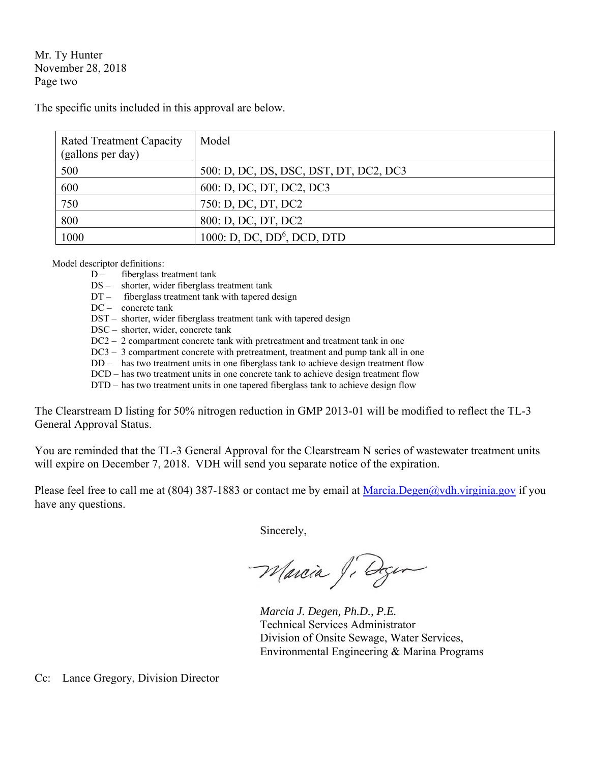Mr. Ty Hunter
November 28, 2018
Page two

The specific units included in this approval are below.

| Rated Treatment Capacity (gallons per day) | Model |
|---|---|
| 500 | 500: D, DC, DS, DSC, DST, DT, DC2, DC3 |
| 600 | 600: D, DC, DT, DC2, DC3 |
| 750 | 750: D, DC, DT, DC2 |
| 800 | 800: D, DC, DT, DC2 |
| 1000 | 1000: D, DC, DD[6], DCD, DTD |

Model descriptor definitions:

- D – fiberglass treatment tank
- DS – shorter, wider fiberglass treatment tank
- DT – fiberglass treatment tank with tapered design
- DC – concrete tank
- DST – shorter, wider fiberglass treatment tank with tapered design
- DSC – shorter, wider, concrete tank
- DC2 – 2 compartment concrete tank with pretreatment and treatment tank in one
- DC3 – 3 compartment concrete with pretreatment, treatment and pump tank all in one
- DD – has two treatment units in one fiberglass tank to achieve design treatment flow
- DCD – has two treatment units in one concrete tank to achieve design treatment flow
- DTD – has two treatment units in one tapered fiberglass tank to achieve design flow

The Clearstream D listing for 50% nitrogen reduction in GMP 2013-01 will be modified to reflect the TL-3 General Approval Status.

You are reminded that the TL-3 General Approval for the Clearstream N series of wastewater treatment units will expire on December 7, 2018. VDH will send you separate notice of the expiration.

Please feel free to call me at (804) 387-1883 or contact me by email at Marcia.Degen@vdh.virginia.gov if you have any questions.

Sincerely,

*Marcia J. Degen, Ph.D., P.E.*
Technical Services Administrator
Division of Onsite Sewage, Water Services,
Environmental Engineering & Marina Programs

Cc: Lance Gregory, Division Director